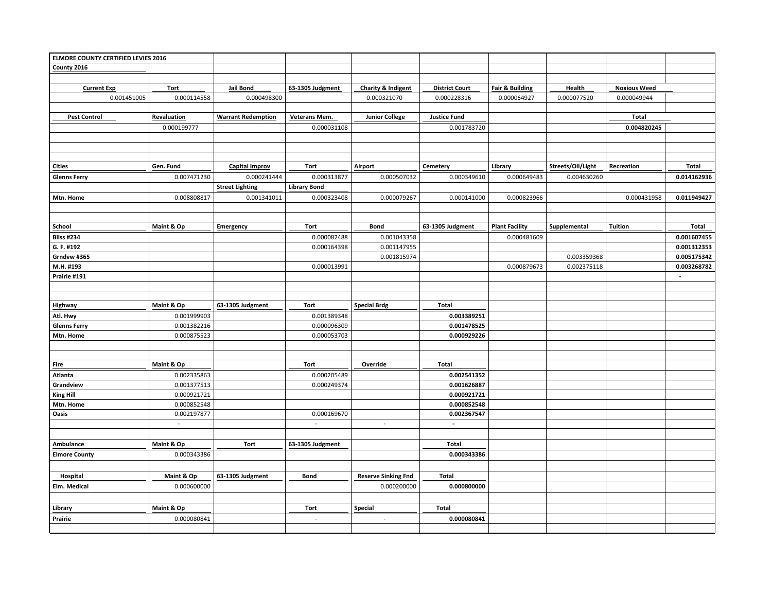| ELMORE COUNTY CERTIFIED LEVIES 2016 | | | | | | | | | |
|---|---|---|---|---|---|---|---|---|---|
| **County 2016** | | | | | | | | | |
| | | | | | | | | | |
| **Current Exp** | **Tort** | **Jail Bond** | **63-1305 Judgment** | **Charity & Indigent** | **District Court** | **Fair & Building** | **Health** | **Noxious Weed** | |
| 0.001451005 | 0.000114558 | 0.000498300 | | 0.000321070 | 0.000228316 | 0.000064927 | 0.000077520 | 0.000049944 | |
| | | | | | | | | | |
| **Pest Control** | **Revaluation** | **Warrant Redemption** | **Veterans Mem.** | **Junior College** | **Justice Fund** | | | **Total** | |
| | 0.000199777 | | 0.000031108 | | 0.001783720 | | | **0.004820245** | |
| | | | | | | | | | |
| **Cities** | **Gen. Fund** | **Capital Improv** | **Tort** | **Airport** | **Cemetery** | **Library** | **Streets/Oil/Light** | **Recreation** | **Total** |
| **Glenns Ferry** | 0.007471230 | 0.000241444 | 0.000313877 | 0.000507032 | 0.000349610 | 0.000649483 | 0.004630260 | | **0.014162936** |
| | | **Street Lighting** | **Library Bond** | | | | | | |
| **Mtn. Home** | 0.008808817 | 0.001341011 | 0.000323408 | 0.000079267 | 0.000141000 | 0.000823966 | | 0.000431958 | **0.011949427** |
| | | | | | | | | | |
| **School** | **Maint & Op** | **Emergency** | **Tort** | **Bond** | **63-1305 Judgment** | **Plant Facility** | **Supplemental** | **Tuition** | **Total** |
| **Bliss #234** | | | 0.000082488 | 0.001043358 | | 0.000481609 | | | **0.001607455** |
| **G. F. #192** | | | 0.000164398 | 0.001147955 | | | | | **0.001312353** |
| **Grndvw #365** | | | | 0.001815974 | | | 0.003359368 | | **0.005175342** |
| **M.H. #193** | | | 0.000013991 | | | 0.000879673 | 0.002375118 | | **0.003268782** |
| **Prairie #191** | | | | | | | | | **-** |
| | | | | | | | | | |
| **Highway** | **Maint & Op** | **63-1305 Judgment** | **Tort** | **Special Brdg** | **Total** | | | | |
| **Atl. Hwy** | 0.001999903 | | 0.001389348 | | **0.003389251** | | | | |
| **Glenns Ferry** | 0.001382216 | | 0.000096309 | | **0.001478525** | | | | |
| **Mtn. Home** | 0.000875523 | | 0.000053703 | | **0.000929226** | | | | |
| | | | | | | | | | |
| **Fire** | **Maint & Op** | | **Tort** | **Override** | **Total** | | | | |
| **Atlanta** | 0.002335863 | | 0.000205489 | | **0.002541352** | | | | |
| **Grandview** | 0.001377513 | | 0.000249374 | | **0.001626887** | | | | |
| **King Hill** | 0.000921721 | | | | **0.000921721** | | | | |
| **Mtn. Home** | 0.000852548 | | | | **0.000852548** | | | | |
| **Oasis** | 0.002197877 | | 0.000169670 | | **0.002367547** | | | | |
| | - | | - | - | **-** | | | | |
| | | | | | | | | | |
| **Ambulance** | **Maint & Op** | **Tort** | **63-1305 Judgment** | | **Total** | | | | |
| **Elmore County** | 0.000343386 | | | | **0.000343386** | | | | |
| | | | | | | | | | |
| **Hospital** | **Maint & Op** | **63-1305 Judgment** | **Bond** | **Reserve Sinking Fnd** | **Total** | | | | |
| **Elm. Medical** | 0.000600000 | | | 0.000200000 | **0.000800000** | | | | |
| | | | | | | | | | |
| **Library** | **Maint & Op** | | **Tort** | **Special** | **Total** | | | | |
| **Prairie** | 0.000080841 | | - | - | **0.000080841** | | | | |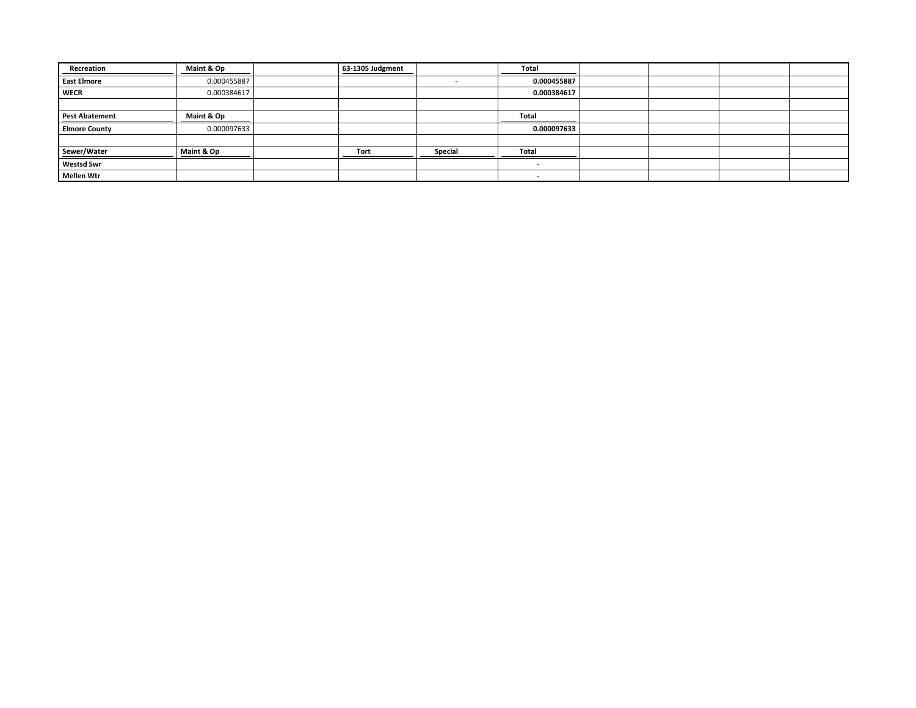| | | | | | | | | | |
|---|---|---|---|---|---|---|---|---|---|
| Recreation | Maint & Op | | 63-1305 Judgment | | Total | | | | |
| **East Elmore** | 0.000455887 | | | - | **0.000455887** | | | | |
| **WECR** | 0.000384617 | | | | **0.000384617** | | | | |
| | | | | | | | | | |
| **Pest Abatement** | Maint & Op | | | | Total | | | | |
| **Elmore County** | 0.000097633 | | | | **0.000097633** | | | | |
| | | | | | | | | | |
| **Sewer/Water** | Maint & Op | | Tort | Special | Total | | | | |
| **Westsd Swr** | | | | | - | | | | |
| **Mellen Wtr** | | | | | **-** | | | | |